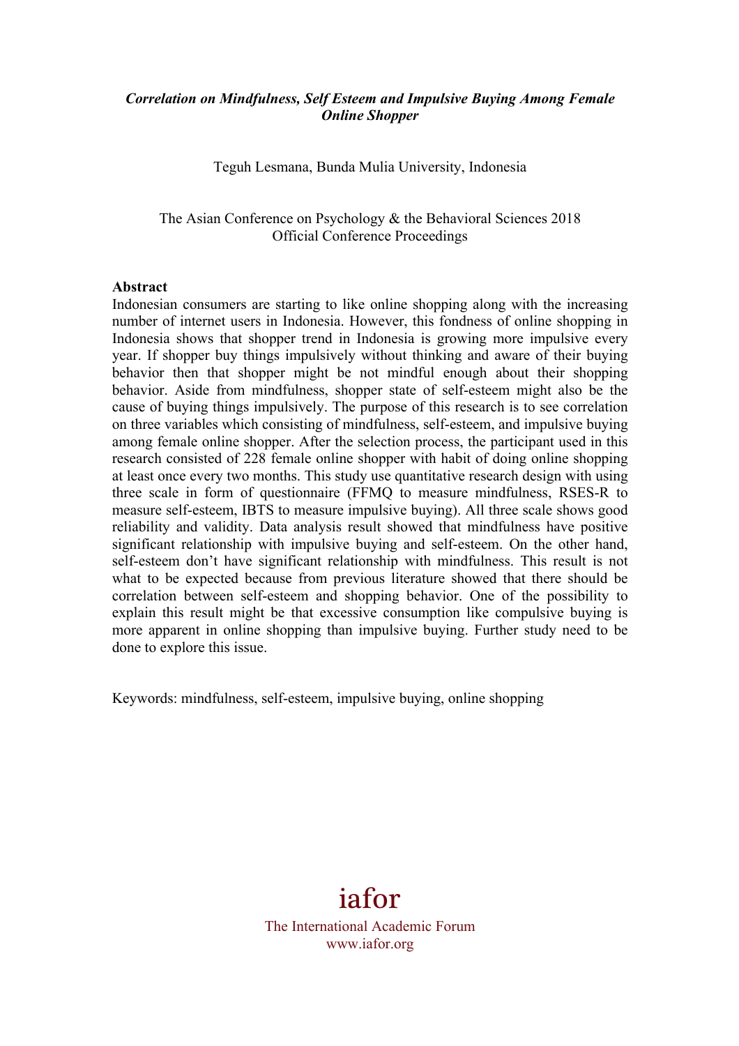***Correlation on Mindfulness, Self Esteem and Impulsive Buying Among Female Online Shopper***

Teguh Lesmana, Bunda Mulia University, Indonesia

The Asian Conference on Psychology & the Behavioral Sciences 2018
Official Conference Proceedings

**Abstract**

Indonesian consumers are starting to like online shopping along with the increasing number of internet users in Indonesia. However, this fondness of online shopping in Indonesia shows that shopper trend in Indonesia is growing more impulsive every year. If shopper buy things impulsively without thinking and aware of their buying behavior then that shopper might be not mindful enough about their shopping behavior. Aside from mindfulness, shopper state of self-esteem might also be the cause of buying things impulsively. The purpose of this research is to see correlation on three variables which consisting of mindfulness, self-esteem, and impulsive buying among female online shopper. After the selection process, the participant used in this research consisted of 228 female online shopper with habit of doing online shopping at least once every two months. This study use quantitative research design with using three scale in form of questionnaire (FFMQ to measure mindfulness, RSES-R to measure self-esteem, IBTS to measure impulsive buying). All three scale shows good reliability and validity. Data analysis result showed that mindfulness have positive significant relationship with impulsive buying and self-esteem. On the other hand, self-esteem don't have significant relationship with mindfulness. This result is not what to be expected because from previous literature showed that there should be correlation between self-esteem and shopping behavior. One of the possibility to explain this result might be that excessive consumption like compulsive buying is more apparent in online shopping than impulsive buying. Further study need to be done to explore this issue.

Keywords: mindfulness, self-esteem, impulsive buying, online shopping

iafor
The International Academic Forum
www.iafor.org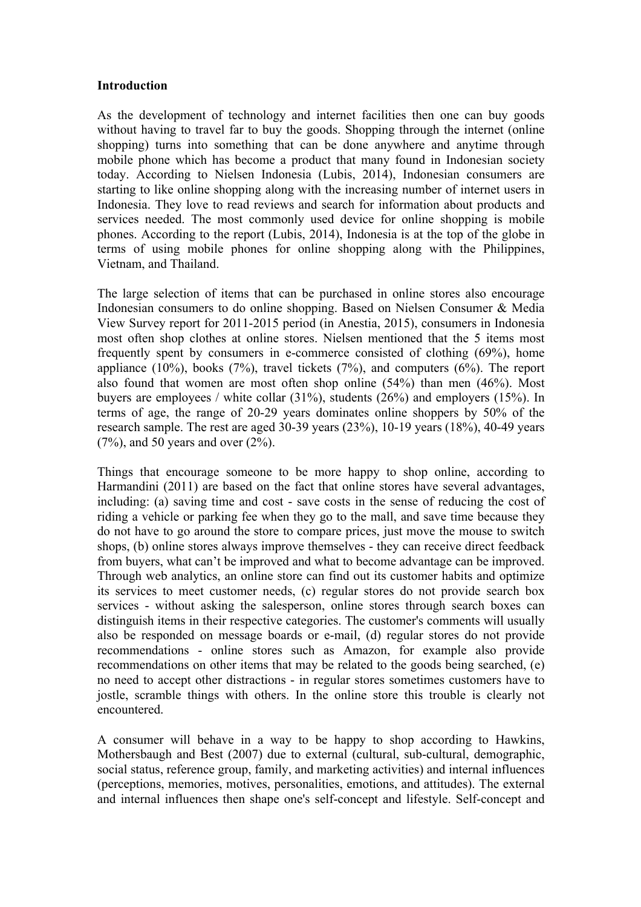**Introduction**

As the development of technology and internet facilities then one can buy goods without having to travel far to buy the goods. Shopping through the internet (online shopping) turns into something that can be done anywhere and anytime through mobile phone which has become a product that many found in Indonesian society today. According to Nielsen Indonesia (Lubis, 2014), Indonesian consumers are starting to like online shopping along with the increasing number of internet users in Indonesia. They love to read reviews and search for information about products and services needed. The most commonly used device for online shopping is mobile phones. According to the report (Lubis, 2014), Indonesia is at the top of the globe in terms of using mobile phones for online shopping along with the Philippines, Vietnam, and Thailand.

The large selection of items that can be purchased in online stores also encourage Indonesian consumers to do online shopping. Based on Nielsen Consumer & Media View Survey report for 2011-2015 period (in Anestia, 2015), consumers in Indonesia most often shop clothes at online stores. Nielsen mentioned that the 5 items most frequently spent by consumers in e-commerce consisted of clothing (69%), home appliance (10%), books (7%), travel tickets (7%), and computers (6%). The report also found that women are most often shop online (54%) than men (46%). Most buyers are employees / white collar (31%), students (26%) and employers (15%). In terms of age, the range of 20-29 years dominates online shoppers by 50% of the research sample. The rest are aged 30-39 years (23%), 10-19 years (18%), 40-49 years (7%), and 50 years and over (2%).

Things that encourage someone to be more happy to shop online, according to Harmandini (2011) are based on the fact that online stores have several advantages, including: (a) saving time and cost - save costs in the sense of reducing the cost of riding a vehicle or parking fee when they go to the mall, and save time because they do not have to go around the store to compare prices, just move the mouse to switch shops, (b) online stores always improve themselves - they can receive direct feedback from buyers, what can't be improved and what to become advantage can be improved. Through web analytics, an online store can find out its customer habits and optimize its services to meet customer needs, (c) regular stores do not provide search box services - without asking the salesperson, online stores through search boxes can distinguish items in their respective categories. The customer's comments will usually also be responded on message boards or e-mail, (d) regular stores do not provide recommendations - online stores such as Amazon, for example also provide recommendations on other items that may be related to the goods being searched, (e) no need to accept other distractions - in regular stores sometimes customers have to jostle, scramble things with others. In the online store this trouble is clearly not encountered.

A consumer will behave in a way to be happy to shop according to Hawkins, Mothersbaugh and Best (2007) due to external (cultural, sub-cultural, demographic, social status, reference group, family, and marketing activities) and internal influences (perceptions, memories, motives, personalities, emotions, and attitudes). The external and internal influences then shape one's self-concept and lifestyle. Self-concept and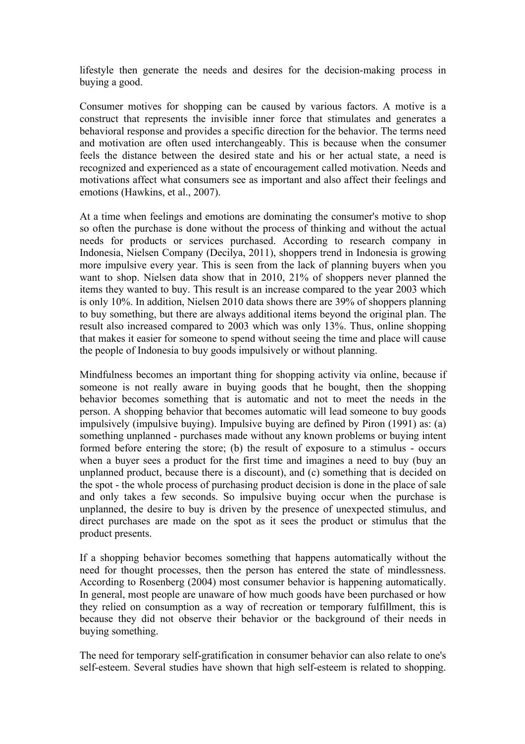lifestyle then generate the needs and desires for the decision-making process in buying a good.

Consumer motives for shopping can be caused by various factors. A motive is a construct that represents the invisible inner force that stimulates and generates a behavioral response and provides a specific direction for the behavior. The terms need and motivation are often used interchangeably. This is because when the consumer feels the distance between the desired state and his or her actual state, a need is recognized and experienced as a state of encouragement called motivation. Needs and motivations affect what consumers see as important and also affect their feelings and emotions (Hawkins, et al., 2007).

At a time when feelings and emotions are dominating the consumer's motive to shop so often the purchase is done without the process of thinking and without the actual needs for products or services purchased. According to research company in Indonesia, Nielsen Company (Decilya, 2011), shoppers trend in Indonesia is growing more impulsive every year. This is seen from the lack of planning buyers when you want to shop. Nielsen data show that in 2010, 21% of shoppers never planned the items they wanted to buy. This result is an increase compared to the year 2003 which is only 10%. In addition, Nielsen 2010 data shows there are 39% of shoppers planning to buy something, but there are always additional items beyond the original plan. The result also increased compared to 2003 which was only 13%. Thus, online shopping that makes it easier for someone to spend without seeing the time and place will cause the people of Indonesia to buy goods impulsively or without planning.

Mindfulness becomes an important thing for shopping activity via online, because if someone is not really aware in buying goods that he bought, then the shopping behavior becomes something that is automatic and not to meet the needs in the person. A shopping behavior that becomes automatic will lead someone to buy goods impulsively (impulsive buying). Impulsive buying are defined by Piron (1991) as: (a) something unplanned - purchases made without any known problems or buying intent formed before entering the store; (b) the result of exposure to a stimulus - occurs when a buyer sees a product for the first time and imagines a need to buy (buy an unplanned product, because there is a discount), and (c) something that is decided on the spot - the whole process of purchasing product decision is done in the place of sale and only takes a few seconds. So impulsive buying occur when the purchase is unplanned, the desire to buy is driven by the presence of unexpected stimulus, and direct purchases are made on the spot as it sees the product or stimulus that the product presents.

If a shopping behavior becomes something that happens automatically without the need for thought processes, then the person has entered the state of mindlessness. According to Rosenberg (2004) most consumer behavior is happening automatically. In general, most people are unaware of how much goods have been purchased or how they relied on consumption as a way of recreation or temporary fulfillment, this is because they did not observe their behavior or the background of their needs in buying something.

The need for temporary self-gratification in consumer behavior can also relate to one's self-esteem. Several studies have shown that high self-esteem is related to shopping.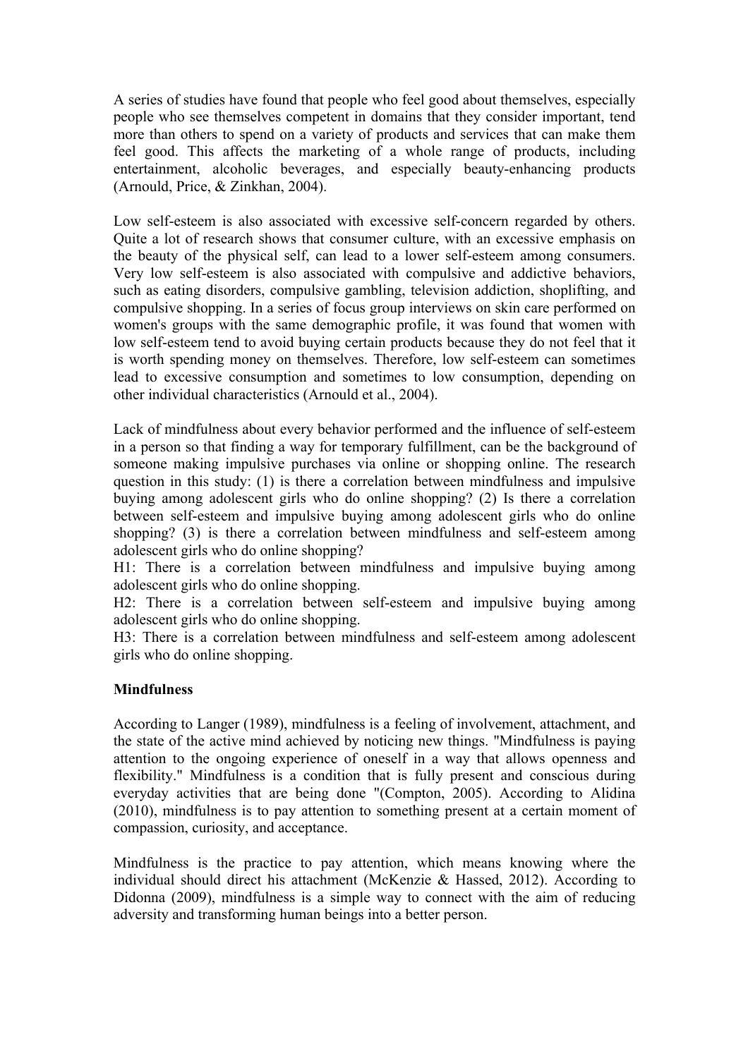A series of studies have found that people who feel good about themselves, especially people who see themselves competent in domains that they consider important, tend more than others to spend on a variety of products and services that can make them feel good. This affects the marketing of a whole range of products, including entertainment, alcoholic beverages, and especially beauty-enhancing products (Arnould, Price, & Zinkhan, 2004).

Low self-esteem is also associated with excessive self-concern regarded by others. Quite a lot of research shows that consumer culture, with an excessive emphasis on the beauty of the physical self, can lead to a lower self-esteem among consumers. Very low self-esteem is also associated with compulsive and addictive behaviors, such as eating disorders, compulsive gambling, television addiction, shoplifting, and compulsive shopping. In a series of focus group interviews on skin care performed on women's groups with the same demographic profile, it was found that women with low self-esteem tend to avoid buying certain products because they do not feel that it is worth spending money on themselves. Therefore, low self-esteem can sometimes lead to excessive consumption and sometimes to low consumption, depending on other individual characteristics (Arnould et al., 2004).

Lack of mindfulness about every behavior performed and the influence of self-esteem in a person so that finding a way for temporary fulfillment, can be the background of someone making impulsive purchases via online or shopping online. The research question in this study: (1) is there a correlation between mindfulness and impulsive buying among adolescent girls who do online shopping? (2) Is there a correlation between self-esteem and impulsive buying among adolescent girls who do online shopping? (3) is there a correlation between mindfulness and self-esteem among adolescent girls who do online shopping?

H1: There is a correlation between mindfulness and impulsive buying among adolescent girls who do online shopping.

H2: There is a correlation between self-esteem and impulsive buying among adolescent girls who do online shopping.

H3: There is a correlation between mindfulness and self-esteem among adolescent girls who do online shopping.

**Mindfulness**

According to Langer (1989), mindfulness is a feeling of involvement, attachment, and the state of the active mind achieved by noticing new things. "Mindfulness is paying attention to the ongoing experience of oneself in a way that allows openness and flexibility." Mindfulness is a condition that is fully present and conscious during everyday activities that are being done "(Compton, 2005). According to Alidina (2010), mindfulness is to pay attention to something present at a certain moment of compassion, curiosity, and acceptance.

Mindfulness is the practice to pay attention, which means knowing where the individual should direct his attachment (McKenzie & Hassed, 2012). According to Didonna (2009), mindfulness is a simple way to connect with the aim of reducing adversity and transforming human beings into a better person.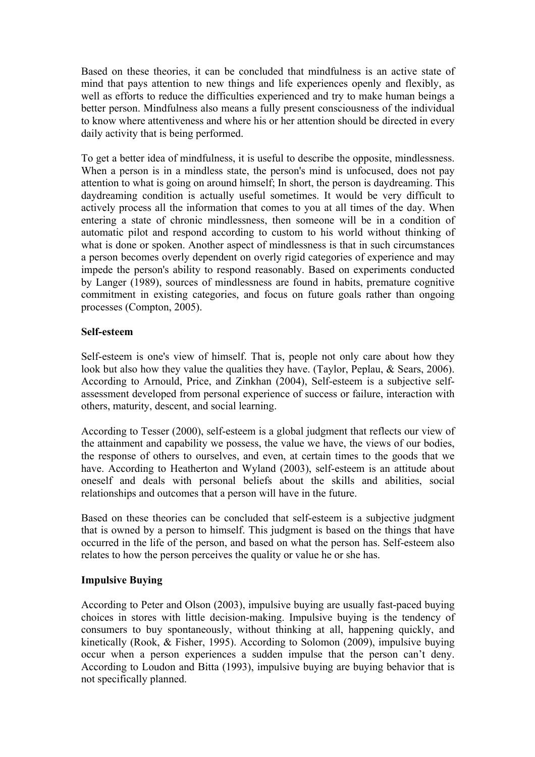Based on these theories, it can be concluded that mindfulness is an active state of mind that pays attention to new things and life experiences openly and flexibly, as well as efforts to reduce the difficulties experienced and try to make human beings a better person. Mindfulness also means a fully present consciousness of the individual to know where attentiveness and where his or her attention should be directed in every daily activity that is being performed.

To get a better idea of mindfulness, it is useful to describe the opposite, mindlessness. When a person is in a mindless state, the person's mind is unfocused, does not pay attention to what is going on around himself; In short, the person is daydreaming. This daydreaming condition is actually useful sometimes. It would be very difficult to actively process all the information that comes to you at all times of the day. When entering a state of chronic mindlessness, then someone will be in a condition of automatic pilot and respond according to custom to his world without thinking of what is done or spoken. Another aspect of mindlessness is that in such circumstances a person becomes overly dependent on overly rigid categories of experience and may impede the person's ability to respond reasonably. Based on experiments conducted by Langer (1989), sources of mindlessness are found in habits, premature cognitive commitment in existing categories, and focus on future goals rather than ongoing processes (Compton, 2005).

**Self-esteem**

Self-esteem is one's view of himself. That is, people not only care about how they look but also how they value the qualities they have. (Taylor, Peplau, & Sears, 2006). According to Arnould, Price, and Zinkhan (2004), Self-esteem is a subjective self-assessment developed from personal experience of success or failure, interaction with others, maturity, descent, and social learning.

According to Tesser (2000), self-esteem is a global judgment that reflects our view of the attainment and capability we possess, the value we have, the views of our bodies, the response of others to ourselves, and even, at certain times to the goods that we have. According to Heatherton and Wyland (2003), self-esteem is an attitude about oneself and deals with personal beliefs about the skills and abilities, social relationships and outcomes that a person will have in the future.

Based on these theories can be concluded that self-esteem is a subjective judgment that is owned by a person to himself. This judgment is based on the things that have occurred in the life of the person, and based on what the person has. Self-esteem also relates to how the person perceives the quality or value he or she has.

**Impulsive Buying**

According to Peter and Olson (2003), impulsive buying are usually fast-paced buying choices in stores with little decision-making. Impulsive buying is the tendency of consumers to buy spontaneously, without thinking at all, happening quickly, and kinetically (Rook, & Fisher, 1995). According to Solomon (2009), impulsive buying occur when a person experiences a sudden impulse that the person can't deny. According to Loudon and Bitta (1993), impulsive buying are buying behavior that is not specifically planned.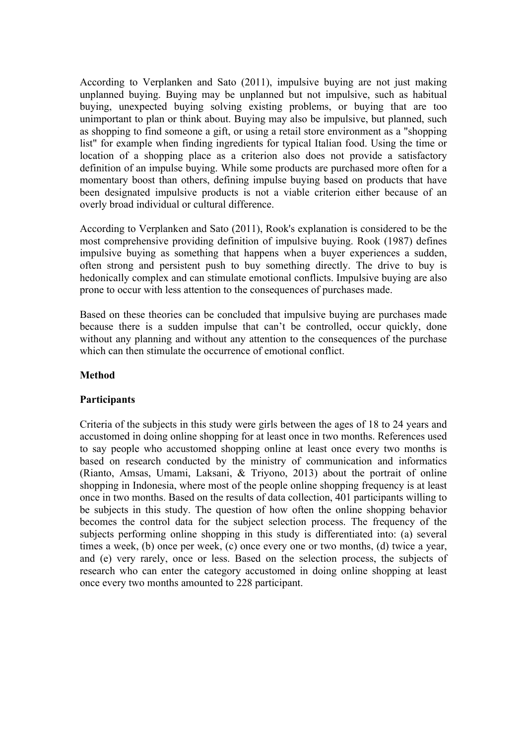According to Verplanken and Sato (2011), impulsive buying are not just making unplanned buying. Buying may be unplanned but not impulsive, such as habitual buying, unexpected buying solving existing problems, or buying that are too unimportant to plan or think about. Buying may also be impulsive, but planned, such as shopping to find someone a gift, or using a retail store environment as a "shopping list" for example when finding ingredients for typical Italian food. Using the time or location of a shopping place as a criterion also does not provide a satisfactory definition of an impulse buying. While some products are purchased more often for a momentary boost than others, defining impulse buying based on products that have been designated impulsive products is not a viable criterion either because of an overly broad individual or cultural difference.

According to Verplanken and Sato (2011), Rook's explanation is considered to be the most comprehensive providing definition of impulsive buying. Rook (1987) defines impulsive buying as something that happens when a buyer experiences a sudden, often strong and persistent push to buy something directly. The drive to buy is hedonically complex and can stimulate emotional conflicts. Impulsive buying are also prone to occur with less attention to the consequences of purchases made.

Based on these theories can be concluded that impulsive buying are purchases made because there is a sudden impulse that can't be controlled, occur quickly, done without any planning and without any attention to the consequences of the purchase which can then stimulate the occurrence of emotional conflict.

## Method

### Participants

Criteria of the subjects in this study were girls between the ages of 18 to 24 years and accustomed in doing online shopping for at least once in two months. References used to say people who accustomed shopping online at least once every two months is based on research conducted by the ministry of communication and informatics (Rianto, Amsas, Umami, Laksani, & Triyono, 2013) about the portrait of online shopping in Indonesia, where most of the people online shopping frequency is at least once in two months. Based on the results of data collection, 401 participants willing to be subjects in this study. The question of how often the online shopping behavior becomes the control data for the subject selection process. The frequency of the subjects performing online shopping in this study is differentiated into: (a) several times a week, (b) once per week, (c) once every one or two months, (d) twice a year, and (e) very rarely, once or less. Based on the selection process, the subjects of research who can enter the category accustomed in doing online shopping at least once every two months amounted to 228 participant.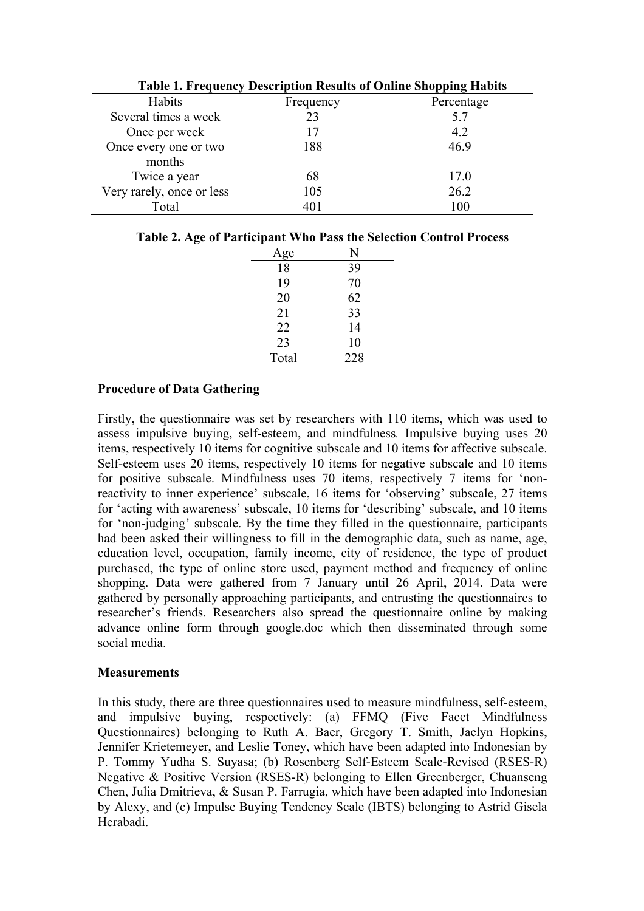**Table 1. Frequency Description Results of Online Shopping Habits**

| Habits | Frequency | Percentage |
|---|---|---|
| Several times a week | 23 | 5.7 |
| Once per week | 17 | 4.2 |
| Once every one or two months | 188 | 46.9 |
| Twice a year | 68 | 17.0 |
| Very rarely, once or less | 105 | 26.2 |
| Total | 401 | 100 |

**Table 2. Age of Participant Who Pass the Selection Control Process**

| Age | N |
|---|---|
| 18 | 39 |
| 19 | 70 |
| 20 | 62 |
| 21 | 33 |
| 22 | 14 |
| 23 | 10 |
| Total | 228 |

**Procedure of Data Gathering**

Firstly, the questionnaire was set by researchers with 110 items, which was used to assess impulsive buying, self-esteem, and mindfulness*.* Impulsive buying uses 20 items, respectively 10 items for cognitive subscale and 10 items for affective subscale. Self-esteem uses 20 items, respectively 10 items for negative subscale and 10 items for positive subscale. Mindfulness uses 70 items, respectively 7 items for 'non-reactivity to inner experience' subscale, 16 items for 'observing' subscale, 27 items for 'acting with awareness' subscale, 10 items for 'describing' subscale, and 10 items for 'non-judging' subscale. By the time they filled in the questionnaire, participants had been asked their willingness to fill in the demographic data, such as name, age, education level, occupation, family income, city of residence, the type of product purchased, the type of online store used, payment method and frequency of online shopping. Data were gathered from 7 January until 26 April, 2014. Data were gathered by personally approaching participants, and entrusting the questionnaires to researcher's friends. Researchers also spread the questionnaire online by making advance online form through google.doc which then disseminated through some social media.

**Measurements**

In this study, there are three questionnaires used to measure mindfulness, self-esteem, and impulsive buying, respectively: (a) FFMQ (Five Facet Mindfulness Questionnaires) belonging to Ruth A. Baer, Gregory T. Smith, Jaclyn Hopkins, Jennifer Krietemeyer, and Leslie Toney, which have been adapted into Indonesian by P. Tommy Yudha S. Suyasa; (b) Rosenberg Self-Esteem Scale-Revised (RSES-R) Negative & Positive Version (RSES-R) belonging to Ellen Greenberger, Chuanseng Chen, Julia Dmitrieva, & Susan P. Farrugia, which have been adapted into Indonesian by Alexy, and (c) Impulse Buying Tendency Scale (IBTS) belonging to Astrid Gisela Herabadi.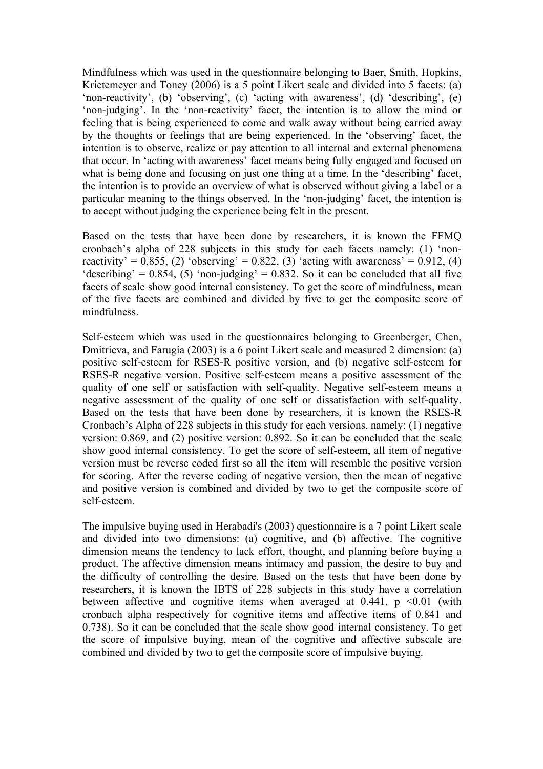Mindfulness which was used in the questionnaire belonging to Baer, Smith, Hopkins, Krietemeyer and Toney (2006) is a 5 point Likert scale and divided into 5 facets: (a) 'non-reactivity', (b) 'observing', (c) 'acting with awareness', (d) 'describing', (e) 'non-judging'. In the 'non-reactivity' facet, the intention is to allow the mind or feeling that is being experienced to come and walk away without being carried away by the thoughts or feelings that are being experienced. In the 'observing' facet, the intention is to observe, realize or pay attention to all internal and external phenomena that occur. In 'acting with awareness' facet means being fully engaged and focused on what is being done and focusing on just one thing at a time. In the 'describing' facet, the intention is to provide an overview of what is observed without giving a label or a particular meaning to the things observed. In the 'non-judging' facet, the intention is to accept without judging the experience being felt in the present.

Based on the tests that have been done by researchers, it is known the FFMQ cronbach's alpha of 228 subjects in this study for each facets namely: (1) 'non-reactivity' = 0.855, (2) 'observing' = 0.822, (3) 'acting with awareness' = 0.912, (4) 'describing' = 0.854, (5) 'non-judging' = 0.832. So it can be concluded that all five facets of scale show good internal consistency. To get the score of mindfulness, mean of the five facets are combined and divided by five to get the composite score of mindfulness.

Self-esteem which was used in the questionnaires belonging to Greenberger, Chen, Dmitrieva, and Farugia (2003) is a 6 point Likert scale and measured 2 dimension: (a) positive self-esteem for RSES-R positive version, and (b) negative self-esteem for RSES-R negative version. Positive self-esteem means a positive assessment of the quality of one self or satisfaction with self-quality. Negative self-esteem means a negative assessment of the quality of one self or dissatisfaction with self-quality. Based on the tests that have been done by researchers, it is known the RSES-R Cronbach's Alpha of 228 subjects in this study for each versions, namely: (1) negative version: 0.869, and (2) positive version: 0.892. So it can be concluded that the scale show good internal consistency. To get the score of self-esteem, all item of negative version must be reverse coded first so all the item will resemble the positive version for scoring. After the reverse coding of negative version, then the mean of negative and positive version is combined and divided by two to get the composite score of self-esteem.

The impulsive buying used in Herabadi's (2003) questionnaire is a 7 point Likert scale and divided into two dimensions: (a) cognitive, and (b) affective. The cognitive dimension means the tendency to lack effort, thought, and planning before buying a product. The affective dimension means intimacy and passion, the desire to buy and the difficulty of controlling the desire. Based on the tests that have been done by researchers, it is known the IBTS of 228 subjects in this study have a correlation between affective and cognitive items when averaged at 0.441, $p < 0.01$ (with cronbach alpha respectively for cognitive items and affective items of 0.841 and 0.738). So it can be concluded that the scale show good internal consistency. To get the score of impulsive buying, mean of the cognitive and affective subscale are combined and divided by two to get the composite score of impulsive buying.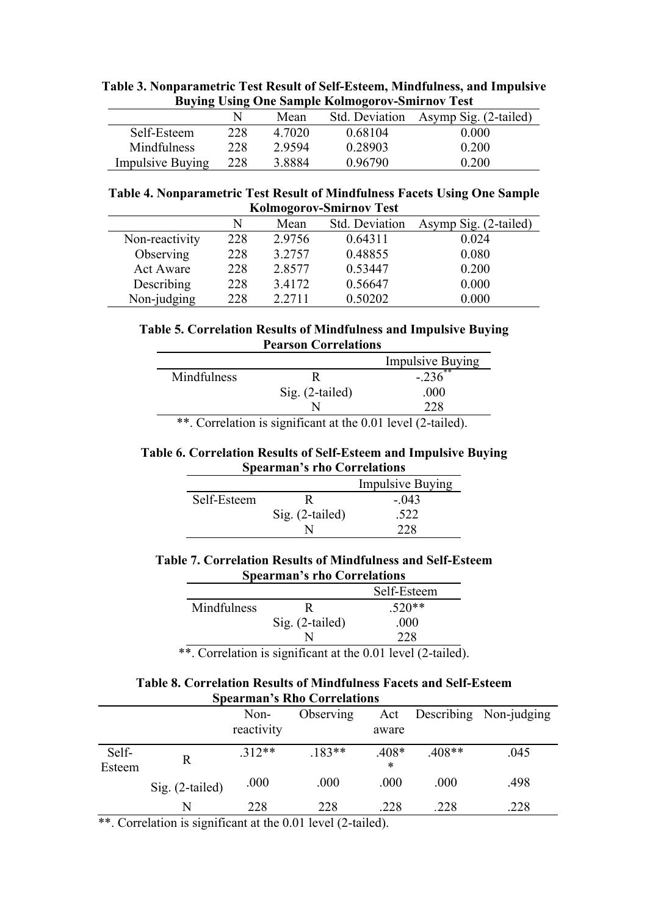**Table 3. Nonparametric Test Result of Self-Esteem, Mindfulness, and Impulsive Buying Using One Sample Kolmogorov-Smirnov Test**

| | N | Mean | Std. Deviation | Asymp Sig. (2-tailed) |
|---|---|---|---|---|
| Self-Esteem | 228 | 4.7020 | 0.68104 | 0.000 |
| Mindfulness | 228 | 2.9594 | 0.28903 | 0.200 |
| Impulsive Buying | 228 | 3.8884 | 0.96790 | 0.200 |

**Table 4. Nonparametric Test Result of Mindfulness Facets Using One Sample Kolmogorov-Smirnov Test**

| | N | Mean | Std. Deviation | Asymp Sig. (2-tailed) |
|---|---|---|---|---|
| Non-reactivity | 228 | 2.9756 | 0.64311 | 0.024 |
| Observing | 228 | 3.2757 | 0.48855 | 0.080 |
| Act Aware | 228 | 2.8577 | 0.53447 | 0.200 |
| Describing | 228 | 3.4172 | 0.56647 | 0.000 |
| Non-judging | 228 | 2.2711 | 0.50202 | 0.000 |

**Table 5. Correlation Results of Mindfulness and Impulsive Buying**

**Pearson Correlations**

| | | Impulsive Buying |
|---|---|---|
| Mindfulness | R | -.236** |
| | Sig. (2-tailed) | .000 |
| | N | 228 |

**. Correlation is significant at the 0.01 level (2-tailed).

**Table 6. Correlation Results of Self-Esteem and Impulsive Buying**

**Spearman's rho Correlations**

| | | Impulsive Buying |
|---|---|---|
| Self-Esteem | R | -.043 |
| | Sig. (2-tailed) | .522 |
| | N | 228 |

**Table 7. Correlation Results of Mindfulness and Self-Esteem**

**Spearman's rho Correlations**

| | | Self-Esteem |
|---|---|---|
| Mindfulness | R | .520** |
| | Sig. (2-tailed) | .000 |
| | N | 228 |

**. Correlation is significant at the 0.01 level (2-tailed).

**Table 8. Correlation Results of Mindfulness Facets and Self-Esteem**

**Spearman's Rho Correlations**

| | | Non-reactivity | Observing | Act aware | Describing | Non-judging |
|---|---|---|---|---|---|---|
| Self-Esteem | R | .312** | .183** | .408** | .408** | .045 |
| | Sig. (2-tailed) | .000 | .000 | .000 | .000 | .498 |
| | N | 228 | 228 | .228 | .228 | .228 |

**. Correlation is significant at the 0.01 level (2-tailed).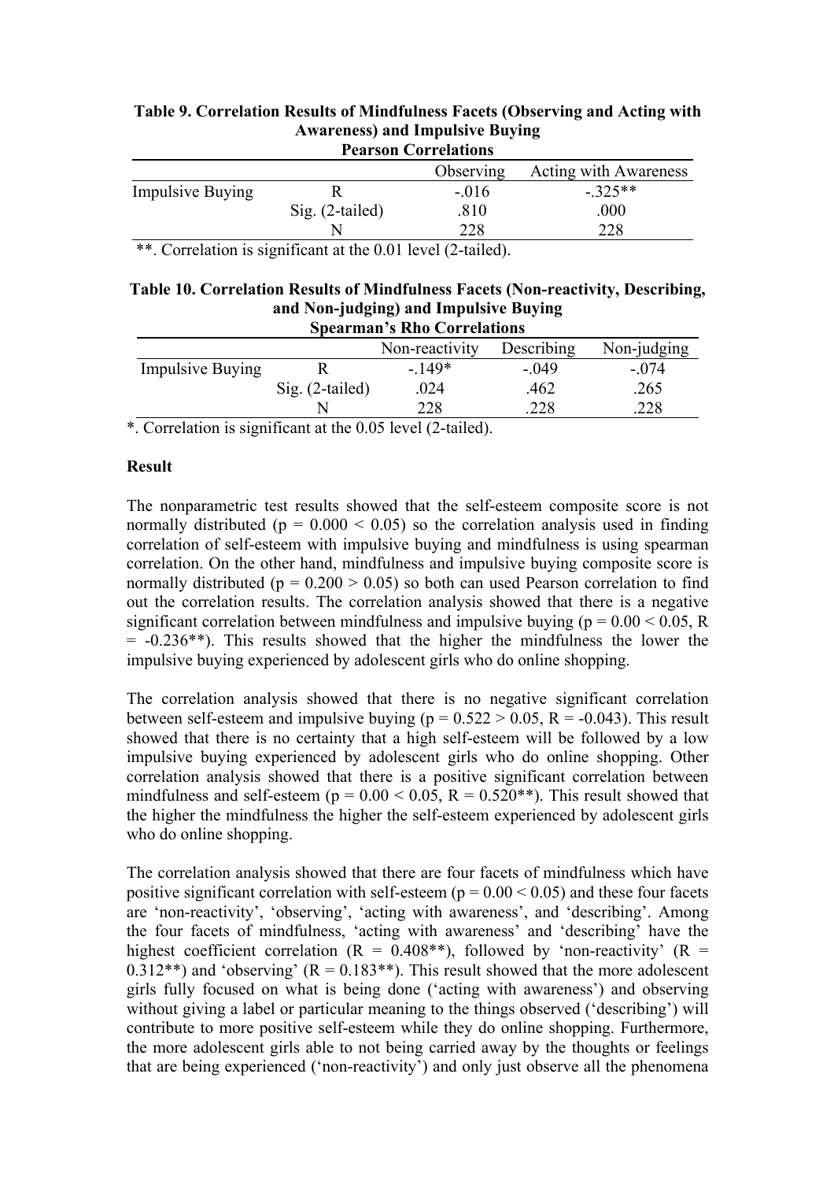**Table 9. Correlation Results of Mindfulness Facets (Observing and Acting with Awareness) and Impulsive Buying**

**Pearson Correlations**

| | | Observing | Acting with Awareness |
|---|---|---|---|
| Impulsive Buying | R | -.016 | -.325** |
| | Sig. (2-tailed) | .810 | .000 |
| | N | 228 | 228 |

**. Correlation is significant at the 0.01 level (2-tailed).

**Table 10. Correlation Results of Mindfulness Facets (Non-reactivity, Describing, and Non-judging) and Impulsive Buying**

**Spearman's Rho Correlations**

| | | Non-reactivity | Describing | Non-judging |
|---|---|---|---|---|
| Impulsive Buying | R | -.149* | -.049 | -.074 |
| | Sig. (2-tailed) | .024 | .462 | .265 |
| | N | 228 | .228 | .228 |

*. Correlation is significant at the 0.05 level (2-tailed).

**Result**

The nonparametric test results showed that the self-esteem composite score is not normally distributed ($p = 0.000 < 0.05$) so the correlation analysis used in finding correlation of self-esteem with impulsive buying and mindfulness is using spearman correlation. On the other hand, mindfulness and impulsive buying composite score is normally distributed ($p = 0.200 > 0.05$) so both can used Pearson correlation to find out the correlation results. The correlation analysis showed that there is a negative significant correlation between mindfulness and impulsive buying ($p = 0.00 < 0.05$, R = -0.236**). This results showed that the higher the mindfulness the lower the impulsive buying experienced by adolescent girls who do online shopping.

The correlation analysis showed that there is no negative significant correlation between self-esteem and impulsive buying ($p = 0.522 > 0.05$, R = -0.043). This result showed that there is no certainty that a high self-esteem will be followed by a low impulsive buying experienced by adolescent girls who do online shopping. Other correlation analysis showed that there is a positive significant correlation between mindfulness and self-esteem ($p = 0.00 < 0.05$, R = 0.520**). This result showed that the higher the mindfulness the higher the self-esteem experienced by adolescent girls who do online shopping.

The correlation analysis showed that there are four facets of mindfulness which have positive significant correlation with self-esteem ($p = 0.00 < 0.05$) and these four facets are 'non-reactivity', 'observing', 'acting with awareness', and 'describing'. Among the four facets of mindfulness, 'acting with awareness' and 'describing' have the highest coefficient correlation (R = 0.408**), followed by 'non-reactivity' (R = 0.312**) and 'observing' (R = 0.183**). This result showed that the more adolescent girls fully focused on what is being done ('acting with awareness') and observing without giving a label or particular meaning to the things observed ('describing') will contribute to more positive self-esteem while they do online shopping. Furthermore, the more adolescent girls able to not being carried away by the thoughts or feelings that are being experienced ('non-reactivity') and only just observe all the phenomena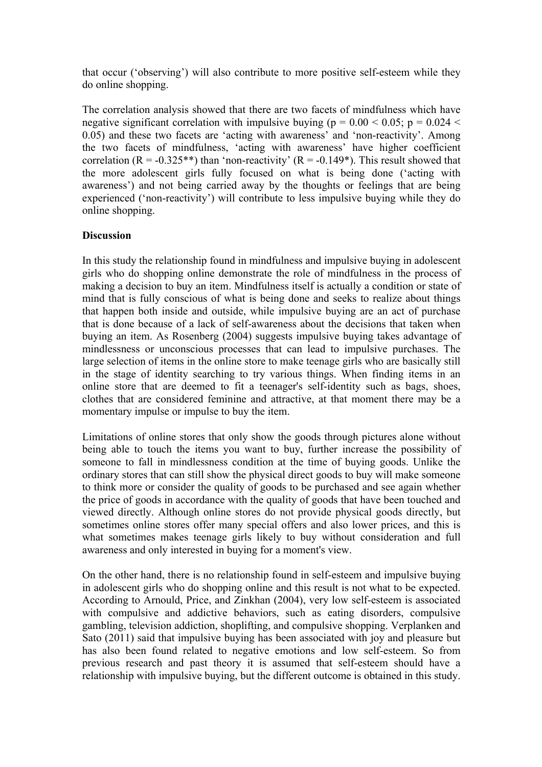that occur ('observing') will also contribute to more positive self-esteem while they do online shopping.

The correlation analysis showed that there are two facets of mindfulness which have negative significant correlation with impulsive buying ($p = 0.00 < 0.05$; $p = 0.024 < 0.05$) and these two facets are 'acting with awareness' and 'non-reactivity'. Among the two facets of mindfulness, 'acting with awareness' have higher coefficient correlation ($R = -0.325^{**}$) than 'non-reactivity' ($R = -0.149^{*}$). This result showed that the more adolescent girls fully focused on what is being done ('acting with awareness') and not being carried away by the thoughts or feelings that are being experienced ('non-reactivity') will contribute to less impulsive buying while they do online shopping.

**Discussion**

In this study the relationship found in mindfulness and impulsive buying in adolescent girls who do shopping online demonstrate the role of mindfulness in the process of making a decision to buy an item. Mindfulness itself is actually a condition or state of mind that is fully conscious of what is being done and seeks to realize about things that happen both inside and outside, while impulsive buying are an act of purchase that is done because of a lack of self-awareness about the decisions that taken when buying an item. As Rosenberg (2004) suggests impulsive buying takes advantage of mindlessness or unconscious processes that can lead to impulsive purchases. The large selection of items in the online store to make teenage girls who are basically still in the stage of identity searching to try various things. When finding items in an online store that are deemed to fit a teenager's self-identity such as bags, shoes, clothes that are considered feminine and attractive, at that moment there may be a momentary impulse or impulse to buy the item.

Limitations of online stores that only show the goods through pictures alone without being able to touch the items you want to buy, further increase the possibility of someone to fall in mindlessness condition at the time of buying goods. Unlike the ordinary stores that can still show the physical direct goods to buy will make someone to think more or consider the quality of goods to be purchased and see again whether the price of goods in accordance with the quality of goods that have been touched and viewed directly. Although online stores do not provide physical goods directly, but sometimes online stores offer many special offers and also lower prices, and this is what sometimes makes teenage girls likely to buy without consideration and full awareness and only interested in buying for a moment's view.

On the other hand, there is no relationship found in self-esteem and impulsive buying in adolescent girls who do shopping online and this result is not what to be expected. According to Arnould, Price, and Zinkhan (2004), very low self-esteem is associated with compulsive and addictive behaviors, such as eating disorders, compulsive gambling, television addiction, shoplifting, and compulsive shopping. Verplanken and Sato (2011) said that impulsive buying has been associated with joy and pleasure but has also been found related to negative emotions and low self-esteem. So from previous research and past theory it is assumed that self-esteem should have a relationship with impulsive buying, but the different outcome is obtained in this study.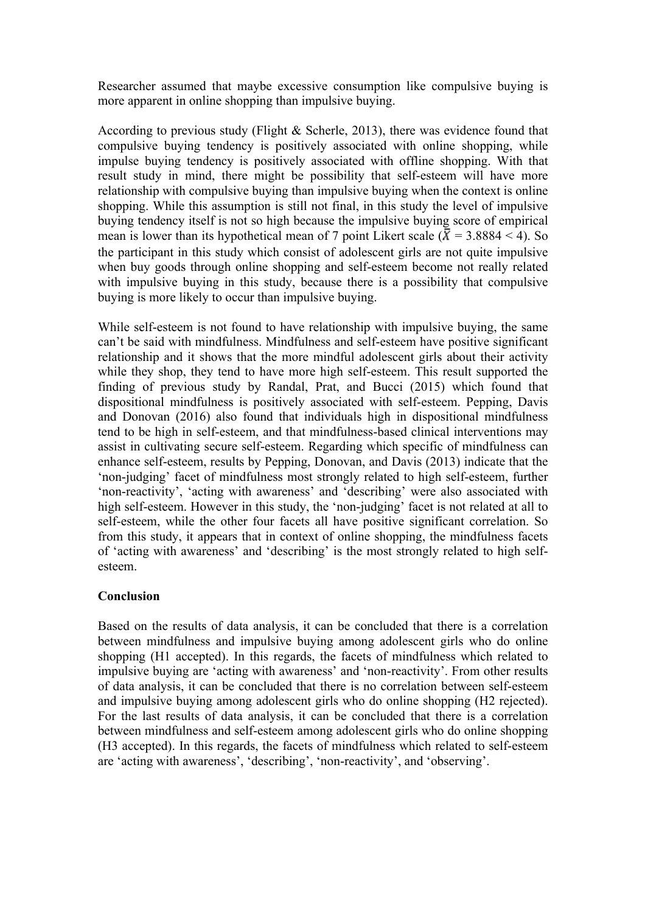Researcher assumed that maybe excessive consumption like compulsive buying is more apparent in online shopping than impulsive buying.

According to previous study (Flight & Scherle, 2013), there was evidence found that compulsive buying tendency is positively associated with online shopping, while impulse buying tendency is positively associated with offline shopping. With that result study in mind, there might be possibility that self-esteem will have more relationship with compulsive buying than impulsive buying when the context is online shopping. While this assumption is still not final, in this study the level of impulsive buying tendency itself is not so high because the impulsive buying score of empirical mean is lower than its hypothetical mean of 7 point Likert scale ($\bar{X}$ = 3.8884 < 4). So the participant in this study which consist of adolescent girls are not quite impulsive when buy goods through online shopping and self-esteem become not really related with impulsive buying in this study, because there is a possibility that compulsive buying is more likely to occur than impulsive buying.

While self-esteem is not found to have relationship with impulsive buying, the same can't be said with mindfulness. Mindfulness and self-esteem have positive significant relationship and it shows that the more mindful adolescent girls about their activity while they shop, they tend to have more high self-esteem. This result supported the finding of previous study by Randal, Prat, and Bucci (2015) which found that dispositional mindfulness is positively associated with self-esteem. Pepping, Davis and Donovan (2016) also found that individuals high in dispositional mindfulness tend to be high in self-esteem, and that mindfulness-based clinical interventions may assist in cultivating secure self-esteem. Regarding which specific of mindfulness can enhance self-esteem, results by Pepping, Donovan, and Davis (2013) indicate that the 'non-judging' facet of mindfulness most strongly related to high self-esteem, further 'non-reactivity', 'acting with awareness' and 'describing' were also associated with high self-esteem. However in this study, the 'non-judging' facet is not related at all to self-esteem, while the other four facets all have positive significant correlation. So from this study, it appears that in context of online shopping, the mindfulness facets of 'acting with awareness' and 'describing' is the most strongly related to high self-esteem.

**Conclusion**

Based on the results of data analysis, it can be concluded that there is a correlation between mindfulness and impulsive buying among adolescent girls who do online shopping (H1 accepted). In this regards, the facets of mindfulness which related to impulsive buying are 'acting with awareness' and 'non-reactivity'. From other results of data analysis, it can be concluded that there is no correlation between self-esteem and impulsive buying among adolescent girls who do online shopping (H2 rejected). For the last results of data analysis, it can be concluded that there is a correlation between mindfulness and self-esteem among adolescent girls who do online shopping (H3 accepted). In this regards, the facets of mindfulness which related to self-esteem are 'acting with awareness', 'describing', 'non-reactivity', and 'observing'.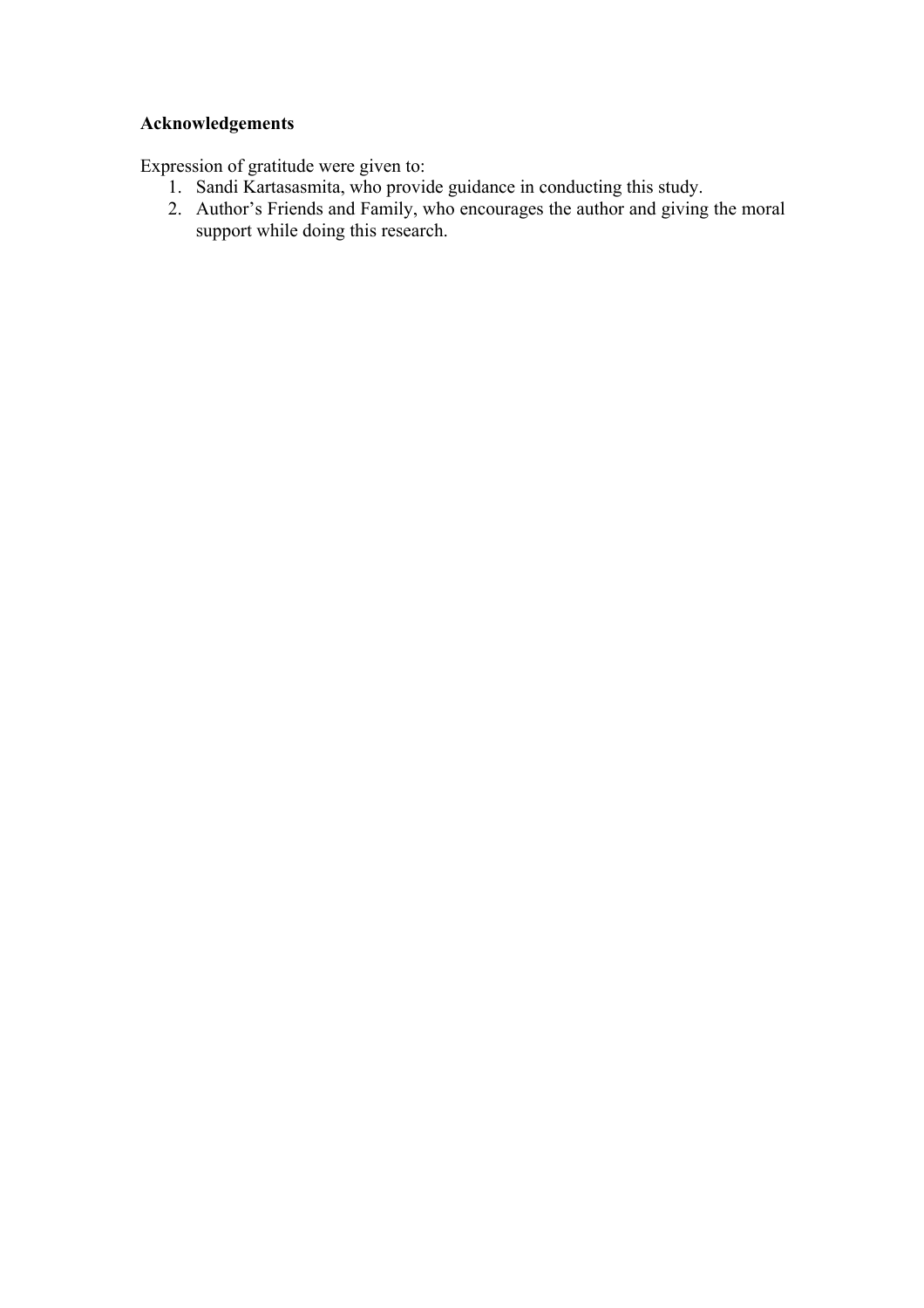**Acknowledgements**

Expression of gratitude were given to:

1. Sandi Kartasasmita, who provide guidance in conducting this study.
2. Author's Friends and Family, who encourages the author and giving the moral support while doing this research.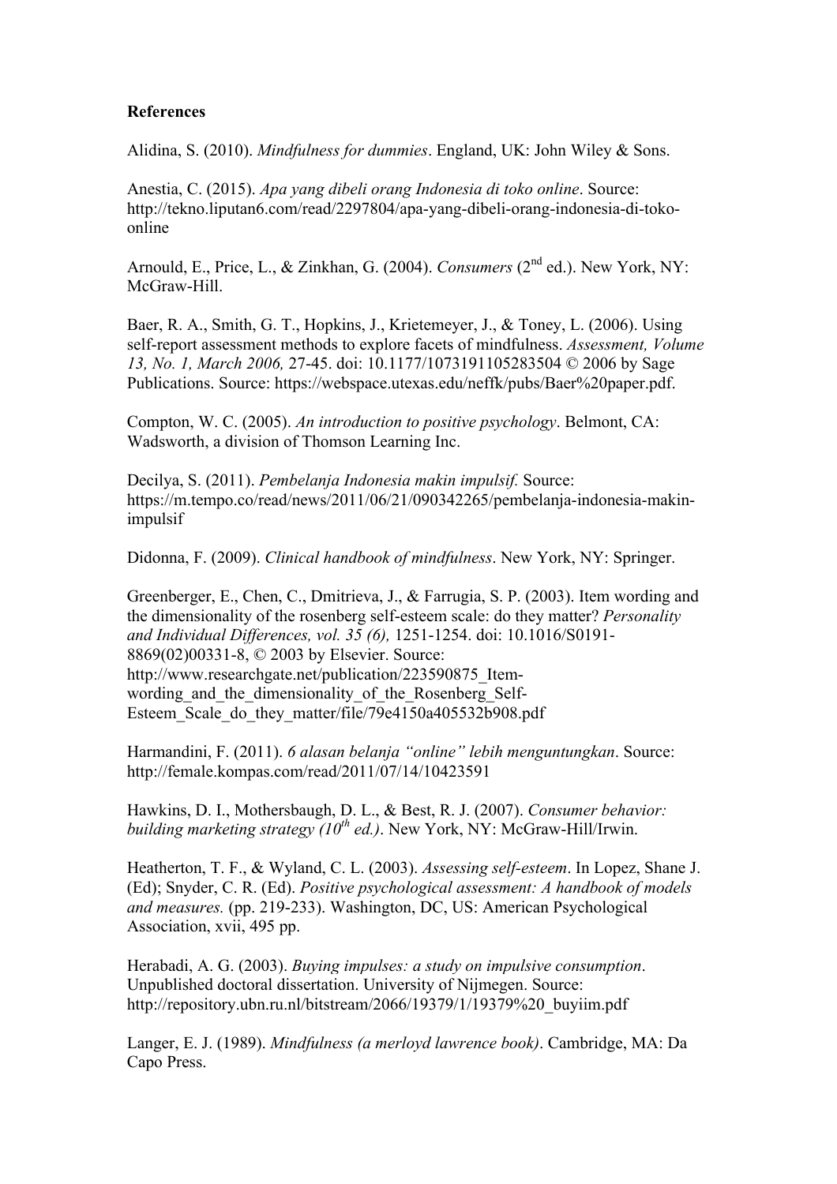**References**

Alidina, S. (2010). *Mindfulness for dummies*. England, UK: John Wiley & Sons.

Anestia, C. (2015). *Apa yang dibeli orang Indonesia di toko online*. Source: http://tekno.liputan6.com/read/2297804/apa-yang-dibeli-orang-indonesia-di-toko-online

Arnould, E., Price, L., & Zinkhan, G. (2004). *Consumers* (2nd ed.). New York, NY: McGraw-Hill.

Baer, R. A., Smith, G. T., Hopkins, J., Krietemeyer, J., & Toney, L. (2006). Using self-report assessment methods to explore facets of mindfulness. *Assessment, Volume 13, No. 1, March 2006,* 27-45. doi: 10.1177/1073191105283504 © 2006 by Sage Publications. Source: https://webspace.utexas.edu/neffk/pubs/Baer%20paper.pdf.

Compton, W. C. (2005). *An introduction to positive psychology*. Belmont, CA: Wadsworth, a division of Thomson Learning Inc.

Decilya, S. (2011). *Pembelanja Indonesia makin impulsif.* Source: https://m.tempo.co/read/news/2011/06/21/090342265/pembelanja-indonesia-makin-impulsif

Didonna, F. (2009). *Clinical handbook of mindfulness*. New York, NY: Springer.

Greenberger, E., Chen, C., Dmitrieva, J., & Farrugia, S. P. (2003). Item wording and the dimensionality of the rosenberg self-esteem scale: do they matter? *Personality and Individual Differences, vol. 35 (6),* 1251-1254. doi: 10.1016/S0191-8869(02)00331-8, © 2003 by Elsevier. Source: http://www.researchgate.net/publication/223590875_Item-wording_and_the_dimensionality_of_the_Rosenberg_Self-Esteem_Scale_do_they_matter/file/79e4150a405532b908.pdf

Harmandini, F. (2011). *6 alasan belanja "online" lebih menguntungkan*. Source: http://female.kompas.com/read/2011/07/14/10423591

Hawkins, D. I., Mothersbaugh, D. L., & Best, R. J. (2007). *Consumer behavior: building marketing strategy (10th ed.)*. New York, NY: McGraw-Hill/Irwin.

Heatherton, T. F., & Wyland, C. L. (2003). *Assessing self-esteem*. In Lopez, Shane J. (Ed); Snyder, C. R. (Ed). *Positive psychological assessment: A handbook of models and measures.* (pp. 219-233). Washington, DC, US: American Psychological Association, xvii, 495 pp.

Herabadi, A. G. (2003). *Buying impulses: a study on impulsive consumption*. Unpublished doctoral dissertation. University of Nijmegen. Source: http://repository.ubn.ru.nl/bitstream/2066/19379/1/19379%20_buyiim.pdf

Langer, E. J. (1989). *Mindfulness (a merloyd lawrence book)*. Cambridge, MA: Da Capo Press.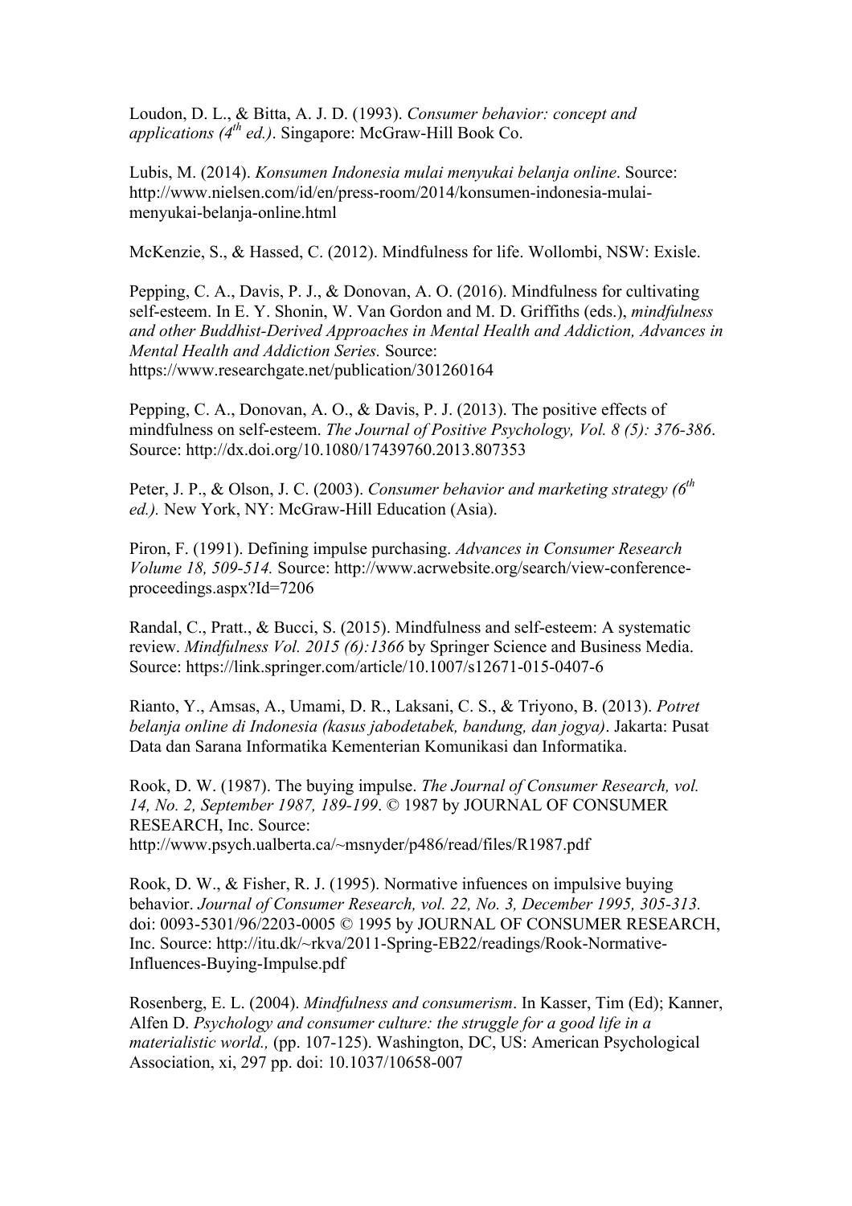Loudon, D. L., & Bitta, A. J. D. (1993). *Consumer behavior: concept and applications (4th ed.)*. Singapore: McGraw-Hill Book Co.

Lubis, M. (2014). *Konsumen Indonesia mulai menyukai belanja online*. Source: http://www.nielsen.com/id/en/press-room/2014/konsumen-indonesia-mulai-menyukai-belanja-online.html

McKenzie, S., & Hassed, C. (2012). Mindfulness for life. Wollombi, NSW: Exisle.

Pepping, C. A., Davis, P. J., & Donovan, A. O. (2016). Mindfulness for cultivating self-esteem. In E. Y. Shonin, W. Van Gordon and M. D. Griffiths (eds.), *mindfulness and other Buddhist-Derived Approaches in Mental Health and Addiction, Advances in Mental Health and Addiction Series.* Source: https://www.researchgate.net/publication/301260164

Pepping, C. A., Donovan, A. O., & Davis, P. J. (2013). The positive effects of mindfulness on self-esteem. *The Journal of Positive Psychology, Vol. 8 (5): 376-386*. Source: http://dx.doi.org/10.1080/17439760.2013.807353

Peter, J. P., & Olson, J. C. (2003). *Consumer behavior and marketing strategy (6th ed.).* New York, NY: McGraw-Hill Education (Asia).

Piron, F. (1991). Defining impulse purchasing. *Advances in Consumer Research Volume 18, 509-514.* Source: http://www.acrwebsite.org/search/view-conference-proceedings.aspx?Id=7206

Randal, C., Pratt., & Bucci, S. (2015). Mindfulness and self-esteem: A systematic review. *Mindfulness Vol. 2015 (6):1366* by Springer Science and Business Media. Source: https://link.springer.com/article/10.1007/s12671-015-0407-6

Rianto, Y., Amsas, A., Umami, D. R., Laksani, C. S., & Triyono, B. (2013). *Potret belanja online di Indonesia (kasus jabodetabek, bandung, dan jogya)*. Jakarta: Pusat Data dan Sarana Informatika Kementerian Komunikasi dan Informatika.

Rook, D. W. (1987). The buying impulse. *The Journal of Consumer Research, vol. 14, No. 2, September 1987, 189-199*. © 1987 by JOURNAL OF CONSUMER RESEARCH, Inc. Source: http://www.psych.ualberta.ca/~msnyder/p486/read/files/R1987.pdf

Rook, D. W., & Fisher, R. J. (1995). Normative infuences on impulsive buying behavior. *Journal of Consumer Research, vol. 22, No. 3, December 1995, 305-313.* doi: 0093-5301/96/2203-0005 © 1995 by JOURNAL OF CONSUMER RESEARCH, Inc. Source: http://itu.dk/~rkva/2011-Spring-EB22/readings/Rook-Normative-Influences-Buying-Impulse.pdf

Rosenberg, E. L. (2004). *Mindfulness and consumerism*. In Kasser, Tim (Ed); Kanner, Alfen D. *Psychology and consumer culture: the struggle for a good life in a materialistic world.,* (pp. 107-125). Washington, DC, US: American Psychological Association, xi, 297 pp. doi: 10.1037/10658-007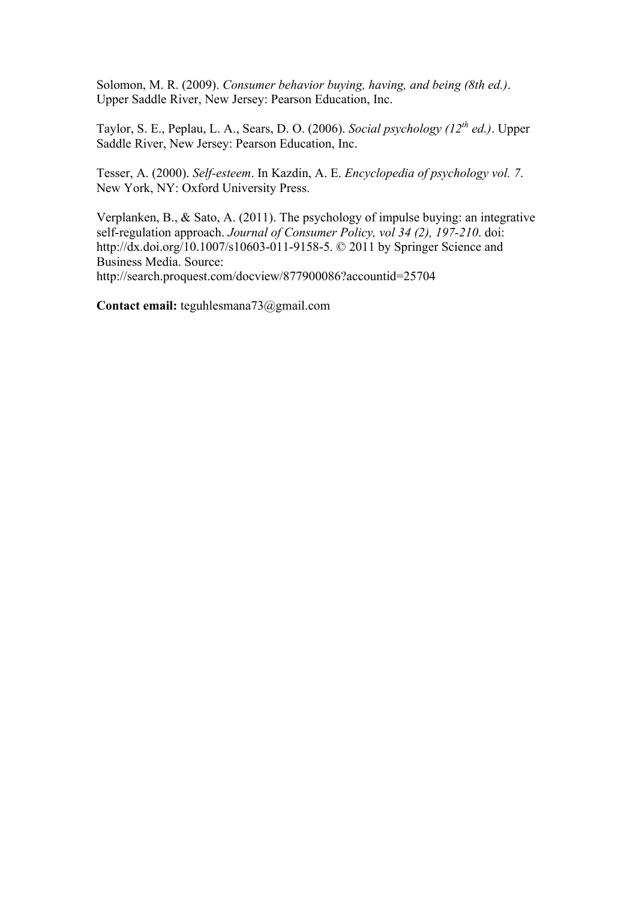Solomon, M. R. (2009). *Consumer behavior buying, having, and being (8th ed.)*. Upper Saddle River, New Jersey: Pearson Education, Inc.

Taylor, S. E., Peplau, L. A., Sears, D. O. (2006). *Social psychology (12th ed.)*. Upper Saddle River, New Jersey: Pearson Education, Inc.

Tesser, A. (2000). *Self-esteem*. In Kazdin, A. E. *Encyclopedia of psychology vol. 7*. New York, NY: Oxford University Press.

Verplanken, B., & Sato, A. (2011). The psychology of impulse buying: an integrative self-regulation approach. *Journal of Consumer Policy, vol 34 (2), 197-210*. doi: http://dx.doi.org/10.1007/s10603-011-9158-5. © 2011 by Springer Science and Business Media. Source: http://search.proquest.com/docview/877900086?accountid=25704

**Contact email:** teguhlesmana73@gmail.com